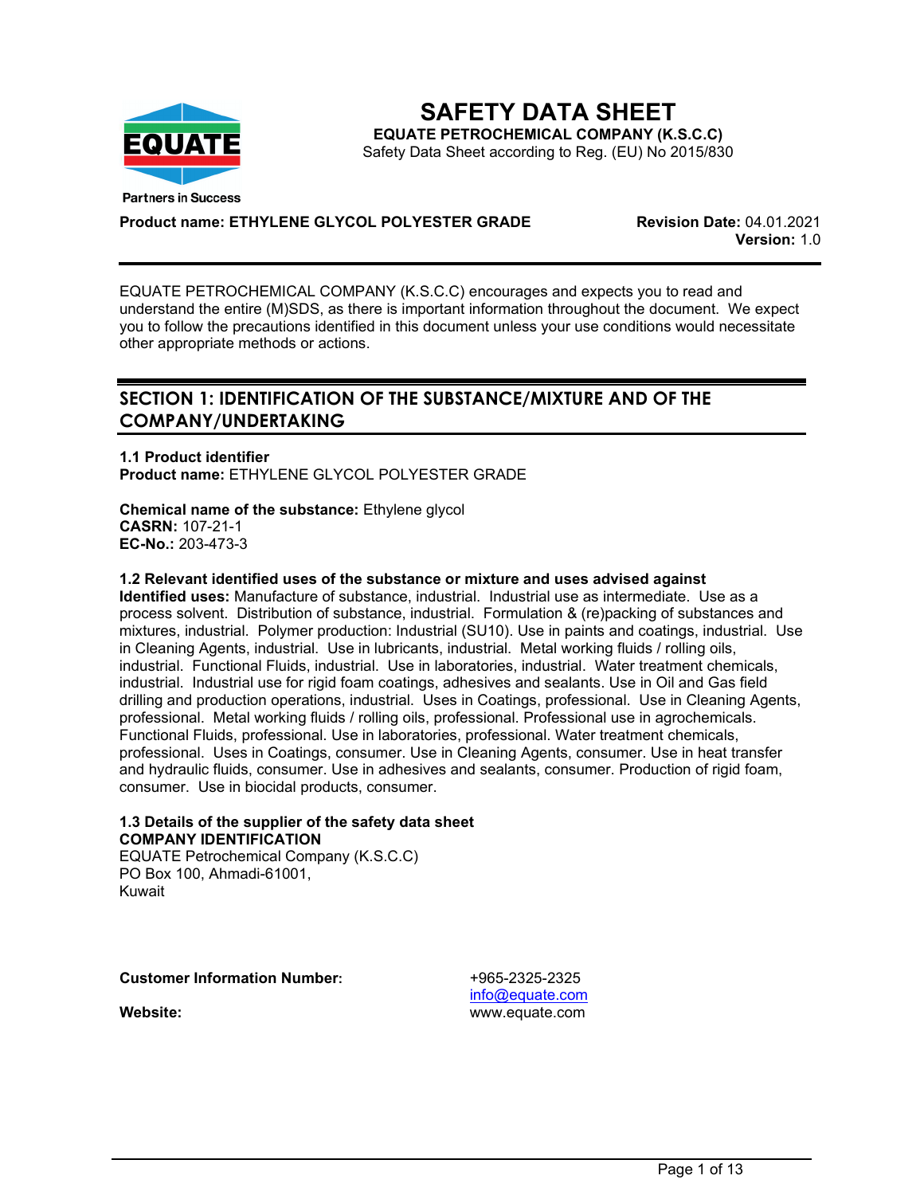# SAFETY DATA SHEET

**EQUATE PETROCHEMICAL COMPANY (K.S.C.C)**

Safety Data Sheet according to Reg. (EU) No 2015/830

EQUATE
Partners in Success

**Product name: ETHYLENE GLYCOL POLYESTER GRADE**

**Revision Date:** 04.01.2021
**Version:** 1.0

EQUATE PETROCHEMICAL COMPANY (K.S.C.C) encourages and expects you to read and understand the entire (M)SDS, as there is important information throughout the document. We expect you to follow the precautions identified in this document unless your use conditions would necessitate other appropriate methods or actions.

## SECTION 1: IDENTIFICATION OF THE SUBSTANCE/MIXTURE AND OF THE COMPANY/UNDERTAKING

### 1.1 Product identifier

**Product name:** ETHYLENE GLYCOL POLYESTER GRADE

**Chemical name of the substance:** Ethylene glycol
**CASRN:** 107-21-1
**EC-No.:** 203-473-3

### 1.2 Relevant identified uses of the substance or mixture and uses advised against

**Identified uses:** Manufacture of substance, industrial. Industrial use as intermediate. Use as a process solvent. Distribution of substance, industrial. Formulation & (re)packing of substances and mixtures, industrial. Polymer production: Industrial (SU10). Use in paints and coatings, industrial. Use in Cleaning Agents, industrial. Use in lubricants, industrial. Metal working fluids / rolling oils, industrial. Functional Fluids, industrial. Use in laboratories, industrial. Water treatment chemicals, industrial. Industrial use for rigid foam coatings, adhesives and sealants. Use in Oil and Gas field drilling and production operations, industrial. Uses in Coatings, professional. Use in Cleaning Agents, professional. Metal working fluids / rolling oils, professional. Professional use in agrochemicals. Functional Fluids, professional. Use in laboratories, professional. Water treatment chemicals, professional. Uses in Coatings, consumer. Use in Cleaning Agents, consumer. Use in heat transfer and hydraulic fluids, consumer. Use in adhesives and sealants, consumer. Production of rigid foam, consumer. Use in biocidal products, consumer.

### 1.3 Details of the supplier of the safety data sheet

**COMPANY IDENTIFICATION**

EQUATE Petrochemical Company (K.S.C.C)
PO Box 100, Ahmadi-61001,
Kuwait

**Customer Information Number:** +965-2325-2325
info@equate.com

**Website:** www.equate.com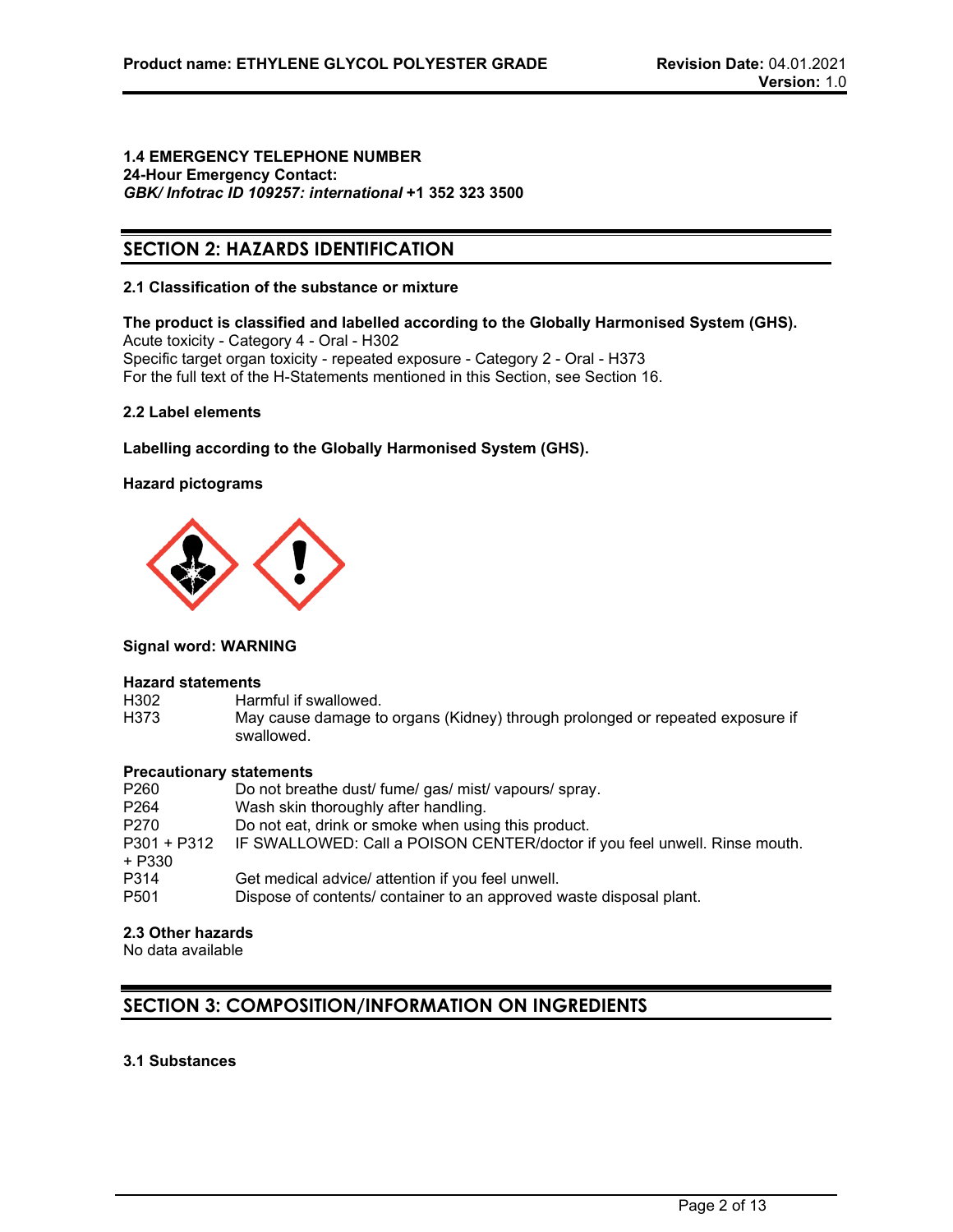**1.4 EMERGENCY TELEPHONE NUMBER**
**24-Hour Emergency Contact:**
***GBK/ Infotrac ID 109257: international* +1 352 323 3500**

## SECTION 2: HAZARDS IDENTIFICATION

### 2.1 Classification of the substance or mixture

**The product is classified and labelled according to the Globally Harmonised System (GHS).**
Acute toxicity - Category 4 - Oral - H302
Specific target organ toxicity - repeated exposure - Category 2 - Oral - H373
For the full text of the H-Statements mentioned in this Section, see Section 16.

### 2.2 Label elements

**Labelling according to the Globally Harmonised System (GHS).**

**Hazard pictograms**

**Signal word: WARNING**

**Hazard statements**

| | |
|---|---|
| H302 | Harmful if swallowed. |
| H373 | May cause damage to organs (Kidney) through prolonged or repeated exposure if swallowed. |

**Precautionary statements**

| | |
|---|---|
| P260 | Do not breathe dust/ fume/ gas/ mist/ vapours/ spray. |
| P264 | Wash skin thoroughly after handling. |
| P270 | Do not eat, drink or smoke when using this product. |
| P301 + P312 + P330 | IF SWALLOWED: Call a POISON CENTER/doctor if you feel unwell. Rinse mouth. |
| P314 | Get medical advice/ attention if you feel unwell. |
| P501 | Dispose of contents/ container to an approved waste disposal plant. |

### 2.3 Other hazards

No data available

## SECTION 3: COMPOSITION/INFORMATION ON INGREDIENTS

### 3.1 Substances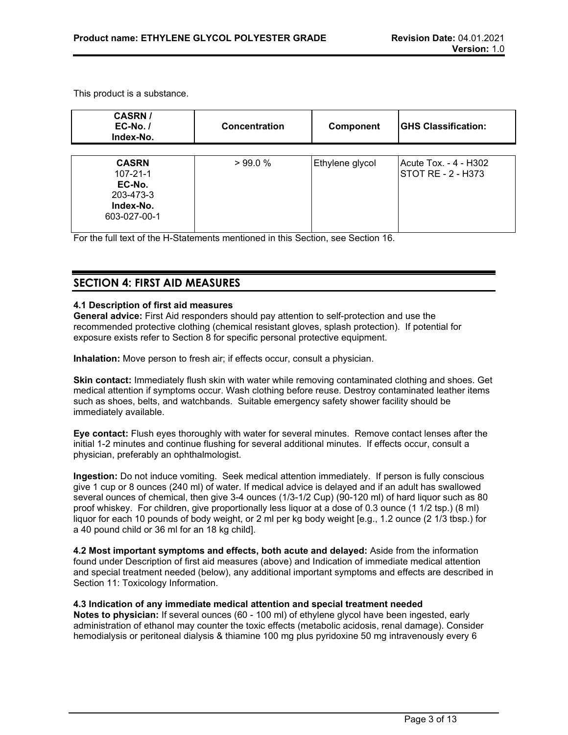This product is a substance.

| CASRN / EC-No. / Index-No. | Concentration | Component | GHS Classification: |
|---|---|---|---|
| **CASRN** 107-21-1 **EC-No.** 203-473-3 **Index-No.** 603-027-00-1 | > 99.0 % | Ethylene glycol | Acute Tox. - 4 - H302 STOT RE - 2 - H373 |

For the full text of the H-Statements mentioned in this Section, see Section 16.

## SECTION 4: FIRST AID MEASURES

### 4.1 Description of first aid measures

**General advice:** First Aid responders should pay attention to self-protection and use the recommended protective clothing (chemical resistant gloves, splash protection). If potential for exposure exists refer to Section 8 for specific personal protective equipment.

**Inhalation:** Move person to fresh air; if effects occur, consult a physician.

**Skin contact:** Immediately flush skin with water while removing contaminated clothing and shoes. Get medical attention if symptoms occur. Wash clothing before reuse. Destroy contaminated leather items such as shoes, belts, and watchbands. Suitable emergency safety shower facility should be immediately available.

**Eye contact:** Flush eyes thoroughly with water for several minutes. Remove contact lenses after the initial 1-2 minutes and continue flushing for several additional minutes. If effects occur, consult a physician, preferably an ophthalmologist.

**Ingestion:** Do not induce vomiting. Seek medical attention immediately. If person is fully conscious give 1 cup or 8 ounces (240 ml) of water. If medical advice is delayed and if an adult has swallowed several ounces of chemical, then give 3-4 ounces (1/3-1/2 Cup) (90-120 ml) of hard liquor such as 80 proof whiskey. For children, give proportionally less liquor at a dose of 0.3 ounce (1 1/2 tsp.) (8 ml) liquor for each 10 pounds of body weight, or 2 ml per kg body weight [e.g., 1.2 ounce (2 1/3 tbsp.) for a 40 pound child or 36 ml for an 18 kg child].

**4.2 Most important symptoms and effects, both acute and delayed:** Aside from the information found under Description of first aid measures (above) and Indication of immediate medical attention and special treatment needed (below), any additional important symptoms and effects are described in Section 11: Toxicology Information.

### 4.3 Indication of any immediate medical attention and special treatment needed

**Notes to physician:** If several ounces (60 - 100 ml) of ethylene glycol have been ingested, early administration of ethanol may counter the toxic effects (metabolic acidosis, renal damage). Consider hemodialysis or peritoneal dialysis & thiamine 100 mg plus pyridoxine 50 mg intravenously every 6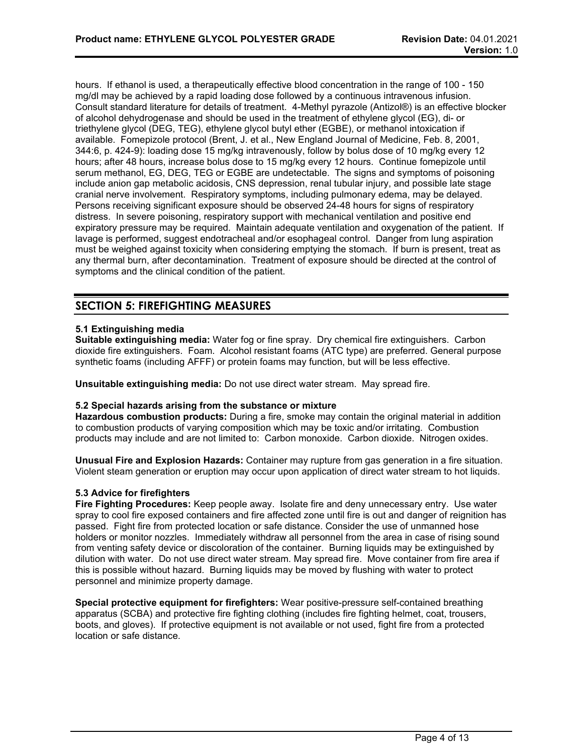hours. If ethanol is used, a therapeutically effective blood concentration in the range of 100 - 150 mg/dl may be achieved by a rapid loading dose followed by a continuous intravenous infusion. Consult standard literature for details of treatment. 4-Methyl pyrazole (Antizol®) is an effective blocker of alcohol dehydrogenase and should be used in the treatment of ethylene glycol (EG), di- or triethylene glycol (DEG, TEG), ethylene glycol butyl ether (EGBE), or methanol intoxication if available. Fomepizole protocol (Brent, J. et al., New England Journal of Medicine, Feb. 8, 2001, 344:6, p. 424-9): loading dose 15 mg/kg intravenously, follow by bolus dose of 10 mg/kg every 12 hours; after 48 hours, increase bolus dose to 15 mg/kg every 12 hours. Continue fomepizole until serum methanol, EG, DEG, TEG or EGBE are undetectable. The signs and symptoms of poisoning include anion gap metabolic acidosis, CNS depression, renal tubular injury, and possible late stage cranial nerve involvement. Respiratory symptoms, including pulmonary edema, may be delayed. Persons receiving significant exposure should be observed 24-48 hours for signs of respiratory distress. In severe poisoning, respiratory support with mechanical ventilation and positive end expiratory pressure may be required. Maintain adequate ventilation and oxygenation of the patient. If lavage is performed, suggest endotracheal and/or esophageal control. Danger from lung aspiration must be weighed against toxicity when considering emptying the stomach. If burn is present, treat as any thermal burn, after decontamination. Treatment of exposure should be directed at the control of symptoms and the clinical condition of the patient.

## SECTION 5: FIREFIGHTING MEASURES

### 5.1 Extinguishing media

**Suitable extinguishing media:** Water fog or fine spray. Dry chemical fire extinguishers. Carbon dioxide fire extinguishers. Foam. Alcohol resistant foams (ATC type) are preferred. General purpose synthetic foams (including AFFF) or protein foams may function, but will be less effective.

**Unsuitable extinguishing media:** Do not use direct water stream. May spread fire.

### 5.2 Special hazards arising from the substance or mixture

**Hazardous combustion products:** During a fire, smoke may contain the original material in addition to combustion products of varying composition which may be toxic and/or irritating. Combustion products may include and are not limited to: Carbon monoxide. Carbon dioxide. Nitrogen oxides.

**Unusual Fire and Explosion Hazards:** Container may rupture from gas generation in a fire situation. Violent steam generation or eruption may occur upon application of direct water stream to hot liquids.

### 5.3 Advice for firefighters

**Fire Fighting Procedures:** Keep people away. Isolate fire and deny unnecessary entry. Use water spray to cool fire exposed containers and fire affected zone until fire is out and danger of reignition has passed. Fight fire from protected location or safe distance. Consider the use of unmanned hose holders or monitor nozzles. Immediately withdraw all personnel from the area in case of rising sound from venting safety device or discoloration of the container. Burning liquids may be extinguished by dilution with water. Do not use direct water stream. May spread fire. Move container from fire area if this is possible without hazard. Burning liquids may be moved by flushing with water to protect personnel and minimize property damage.

**Special protective equipment for firefighters:** Wear positive-pressure self-contained breathing apparatus (SCBA) and protective fire fighting clothing (includes fire fighting helmet, coat, trousers, boots, and gloves). If protective equipment is not available or not used, fight fire from a protected location or safe distance.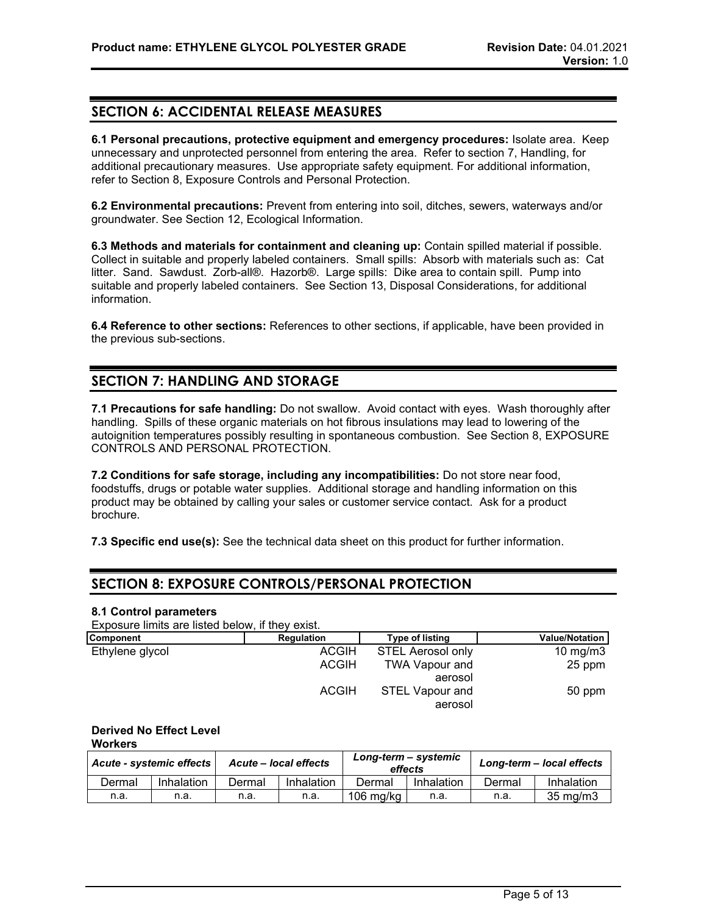## SECTION 6: ACCIDENTAL RELEASE MEASURES

**6.1 Personal precautions, protective equipment and emergency procedures:** Isolate area. Keep unnecessary and unprotected personnel from entering the area. Refer to section 7, Handling, for additional precautionary measures. Use appropriate safety equipment. For additional information, refer to Section 8, Exposure Controls and Personal Protection.

**6.2 Environmental precautions:** Prevent from entering into soil, ditches, sewers, waterways and/or groundwater. See Section 12, Ecological Information.

**6.3 Methods and materials for containment and cleaning up:** Contain spilled material if possible. Collect in suitable and properly labeled containers. Small spills: Absorb with materials such as: Cat litter. Sand. Sawdust. Zorb-all®. Hazorb®. Large spills: Dike area to contain spill. Pump into suitable and properly labeled containers. See Section 13, Disposal Considerations, for additional information.

**6.4 Reference to other sections:** References to other sections, if applicable, have been provided in the previous sub-sections.

## SECTION 7: HANDLING AND STORAGE

**7.1 Precautions for safe handling:** Do not swallow. Avoid contact with eyes. Wash thoroughly after handling. Spills of these organic materials on hot fibrous insulations may lead to lowering of the autoignition temperatures possibly resulting in spontaneous combustion. See Section 8, EXPOSURE CONTROLS AND PERSONAL PROTECTION.

**7.2 Conditions for safe storage, including any incompatibilities:** Do not store near food, foodstuffs, drugs or potable water supplies. Additional storage and handling information on this product may be obtained by calling your sales or customer service contact. Ask for a product brochure.

**7.3 Specific end use(s):** See the technical data sheet on this product for further information.

## SECTION 8: EXPOSURE CONTROLS/PERSONAL PROTECTION

**8.1 Control parameters**

Exposure limits are listed below, if they exist.

| Component | Regulation | Type of listing | Value/Notation |
|---|---|---|---|
| Ethylene glycol | ACGIH | STEL Aerosol only | 10 mg/m3 |
| | ACGIH | TWA Vapour and aerosol | 25 ppm |
| | ACGIH | STEL Vapour and aerosol | 50 ppm |

**Derived No Effect Level**
**Workers**

| *Acute - systemic effects* | | *Acute – local effects* | | *Long-term – systemic effects* | | *Long-term – local effects* | |
|---|---|---|---|---|---|---|---|
| Dermal | Inhalation | Dermal | Inhalation | Dermal | Inhalation | Dermal | Inhalation |
| n.a. | n.a. | n.a. | n.a. | 106 mg/kg | n.a. | n.a. | 35 mg/m3 |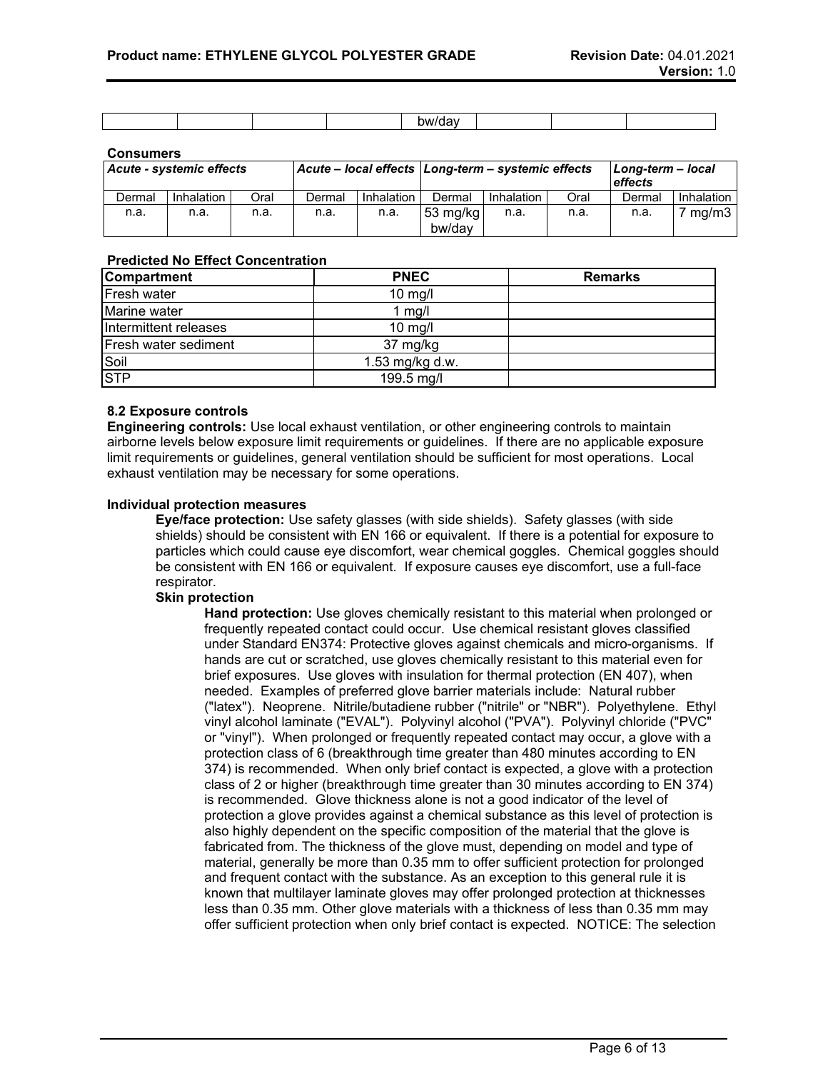|  |  |  |  | bw/day |  |  |  |
|---|---|---|---|---|---|---|---|

**Consumers**

| *Acute - systemic effects* | | | *Acute – local effects* | | *Long-term – systemic effects* | | | *Long-term – local effects* | |
|---|---|---|---|---|---|---|---|---|---|
| Dermal | Inhalation | Oral | Dermal | Inhalation | Dermal | Inhalation | Oral | Dermal | Inhalation |
| n.a. | n.a. | n.a. | n.a. | n.a. | 53 mg/kg bw/day | n.a. | n.a. | n.a. | 7 mg/m3 |

**Predicted No Effect Concentration**

| Compartment | PNEC | Remarks |
|---|---|---|
| Fresh water | 10 mg/l | |
| Marine water | 1 mg/l | |
| Intermittent releases | 10 mg/l | |
| Fresh water sediment | 37 mg/kg | |
| Soil | 1.53 mg/kg d.w. | |
| STP | 199.5 mg/l | |

**8.2 Exposure controls**

**Engineering controls:** Use local exhaust ventilation, or other engineering controls to maintain airborne levels below exposure limit requirements or guidelines. If there are no applicable exposure limit requirements or guidelines, general ventilation should be sufficient for most operations. Local exhaust ventilation may be necessary for some operations.

**Individual protection measures**

**Eye/face protection:** Use safety glasses (with side shields). Safety glasses (with side shields) should be consistent with EN 166 or equivalent. If there is a potential for exposure to particles which could cause eye discomfort, wear chemical goggles. Chemical goggles should be consistent with EN 166 or equivalent. If exposure causes eye discomfort, use a full-face respirator.

**Skin protection**

**Hand protection:** Use gloves chemically resistant to this material when prolonged or frequently repeated contact could occur. Use chemical resistant gloves classified under Standard EN374: Protective gloves against chemicals and micro-organisms. If hands are cut or scratched, use gloves chemically resistant to this material even for brief exposures. Use gloves with insulation for thermal protection (EN 407), when needed. Examples of preferred glove barrier materials include: Natural rubber ("latex"). Neoprene. Nitrile/butadiene rubber ("nitrile" or "NBR"). Polyethylene. Ethyl vinyl alcohol laminate ("EVAL"). Polyvinyl alcohol ("PVA"). Polyvinyl chloride ("PVC" or "vinyl"). When prolonged or frequently repeated contact may occur, a glove with a protection class of 6 (breakthrough time greater than 480 minutes according to EN 374) is recommended. When only brief contact is expected, a glove with a protection class of 2 or higher (breakthrough time greater than 30 minutes according to EN 374) is recommended. Glove thickness alone is not a good indicator of the level of protection a glove provides against a chemical substance as this level of protection is also highly dependent on the specific composition of the material that the glove is fabricated from. The thickness of the glove must, depending on model and type of material, generally be more than 0.35 mm to offer sufficient protection for prolonged and frequent contact with the substance. As an exception to this general rule it is known that multilayer laminate gloves may offer prolonged protection at thicknesses less than 0.35 mm. Other glove materials with a thickness of less than 0.35 mm may offer sufficient protection when only brief contact is expected. NOTICE: The selection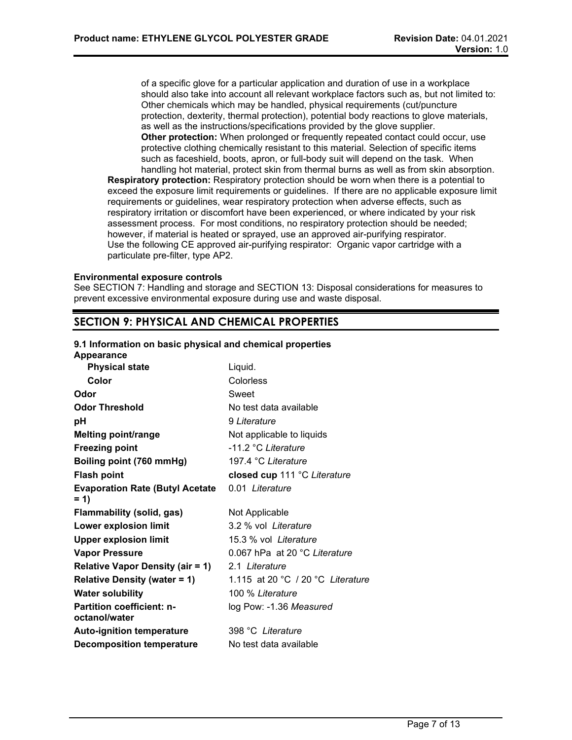of a specific glove for a particular application and duration of use in a workplace should also take into account all relevant workplace factors such as, but not limited to: Other chemicals which may be handled, physical requirements (cut/puncture protection, dexterity, thermal protection), potential body reactions to glove materials, as well as the instructions/specifications provided by the glove supplier.

**Other protection:** When prolonged or frequently repeated contact could occur, use protective clothing chemically resistant to this material. Selection of specific items such as faceshield, boots, apron, or full-body suit will depend on the task. When handling hot material, protect skin from thermal burns as well as from skin absorption.

**Respiratory protection:** Respiratory protection should be worn when there is a potential to exceed the exposure limit requirements or guidelines. If there are no applicable exposure limit requirements or guidelines, wear respiratory protection when adverse effects, such as respiratory irritation or discomfort have been experienced, or where indicated by your risk assessment process. For most conditions, no respiratory protection should be needed; however, if material is heated or sprayed, use an approved air-purifying respirator. Use the following CE approved air-purifying respirator: Organic vapor cartridge with a particulate pre-filter, type AP2.

**Environmental exposure controls**

See SECTION 7: Handling and storage and SECTION 13: Disposal considerations for measures to prevent excessive environmental exposure during use and waste disposal.

## SECTION 9: PHYSICAL AND CHEMICAL PROPERTIES

**9.1 Information on basic physical and chemical properties**

**Appearance**

| | |
|---|---|
| **Physical state** | Liquid. |
| **Color** | Colorless |
| **Odor** | Sweet |
| **Odor Threshold** | No test data available |
| **pH** | 9 *Literature* |
| **Melting point/range** | Not applicable to liquids |
| **Freezing point** | -11.2 °C *Literature* |
| **Boiling point (760 mmHg)** | 197.4 °C *Literature* |
| **Flash point** | **closed cup** 111 °C *Literature* |
| **Evaporation Rate (Butyl Acetate = 1)** | 0.01 *Literature* |
| **Flammability (solid, gas)** | Not Applicable |
| **Lower explosion limit** | 3.2 % vol *Literature* |
| **Upper explosion limit** | 15.3 % vol *Literature* |
| **Vapor Pressure** | 0.067 hPa at 20 °C *Literature* |
| **Relative Vapor Density (air = 1)** | 2.1 *Literature* |
| **Relative Density (water = 1)** | 1.115 at 20 °C / 20 °C *Literature* |
| **Water solubility** | 100 % *Literature* |
| **Partition coefficient: n-octanol/water** | log Pow: -1.36 *Measured* |
| **Auto-ignition temperature** | 398 °C *Literature* |
| **Decomposition temperature** | No test data available |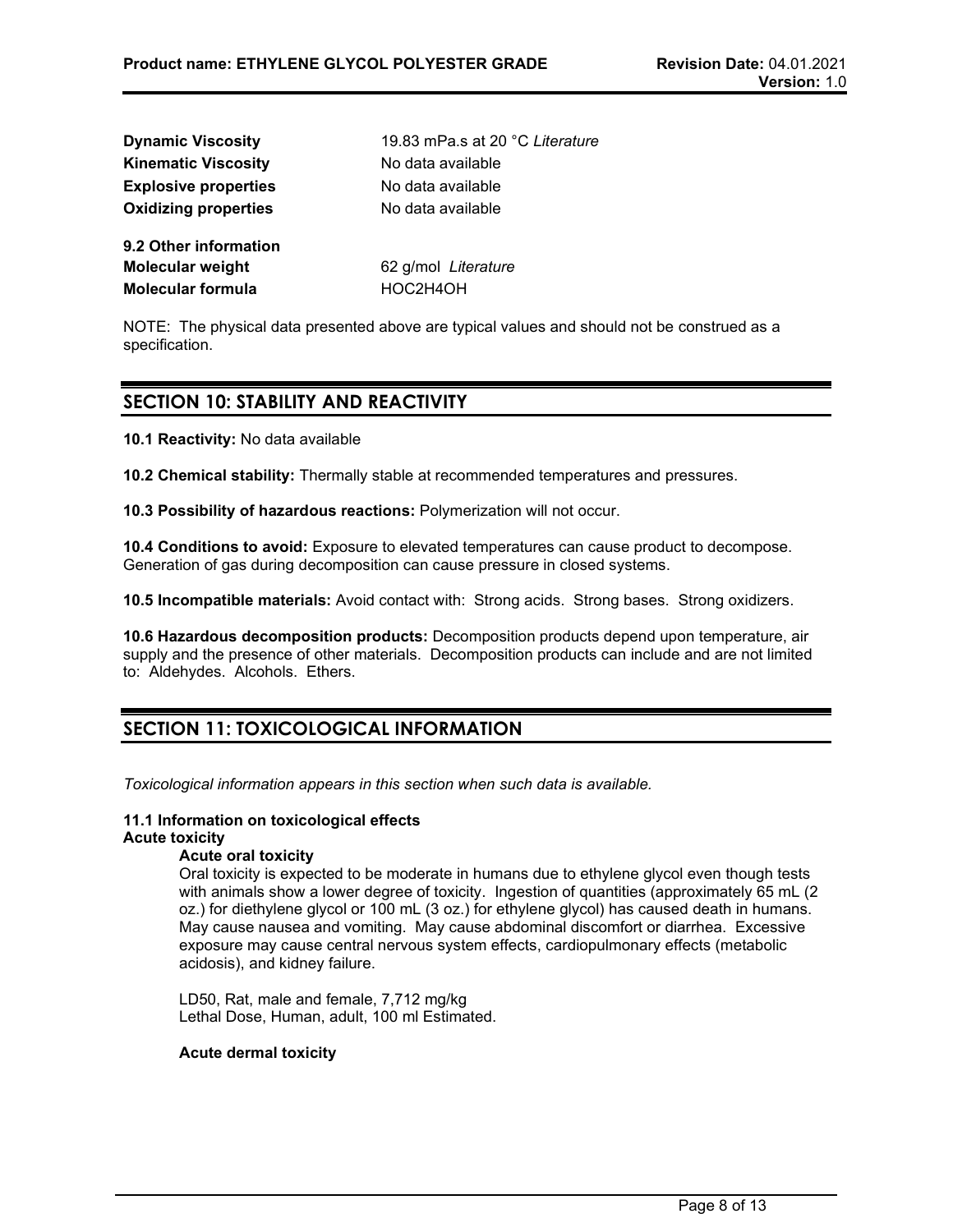| | |
|---|---|
| **Dynamic Viscosity** | 19.83 mPa.s at 20 °C *Literature* |
| **Kinematic Viscosity** | No data available |
| **Explosive properties** | No data available |
| **Oxidizing properties** | No data available |

**9.2 Other information**

| | |
|---|---|
| **Molecular weight** | 62 g/mol *Literature* |
| **Molecular formula** | HOC2H4OH |

NOTE: The physical data presented above are typical values and should not be construed as a specification.

## SECTION 10: STABILITY AND REACTIVITY

**10.1 Reactivity:** No data available

**10.2 Chemical stability:** Thermally stable at recommended temperatures and pressures.

**10.3 Possibility of hazardous reactions:** Polymerization will not occur.

**10.4 Conditions to avoid:** Exposure to elevated temperatures can cause product to decompose. Generation of gas during decomposition can cause pressure in closed systems.

**10.5 Incompatible materials:** Avoid contact with: Strong acids. Strong bases. Strong oxidizers.

**10.6 Hazardous decomposition products:** Decomposition products depend upon temperature, air supply and the presence of other materials. Decomposition products can include and are not limited to: Aldehydes. Alcohols. Ethers.

## SECTION 11: TOXICOLOGICAL INFORMATION

*Toxicological information appears in this section when such data is available.*

**11.1 Information on toxicological effects**

**Acute toxicity**

**Acute oral toxicity**

Oral toxicity is expected to be moderate in humans due to ethylene glycol even though tests with animals show a lower degree of toxicity. Ingestion of quantities (approximately 65 mL (2 oz.) for diethylene glycol or 100 mL (3 oz.) for ethylene glycol) has caused death in humans. May cause nausea and vomiting. May cause abdominal discomfort or diarrhea. Excessive exposure may cause central nervous system effects, cardiopulmonary effects (metabolic acidosis), and kidney failure.

LD50, Rat, male and female, 7,712 mg/kg
Lethal Dose, Human, adult, 100 ml Estimated.

**Acute dermal toxicity**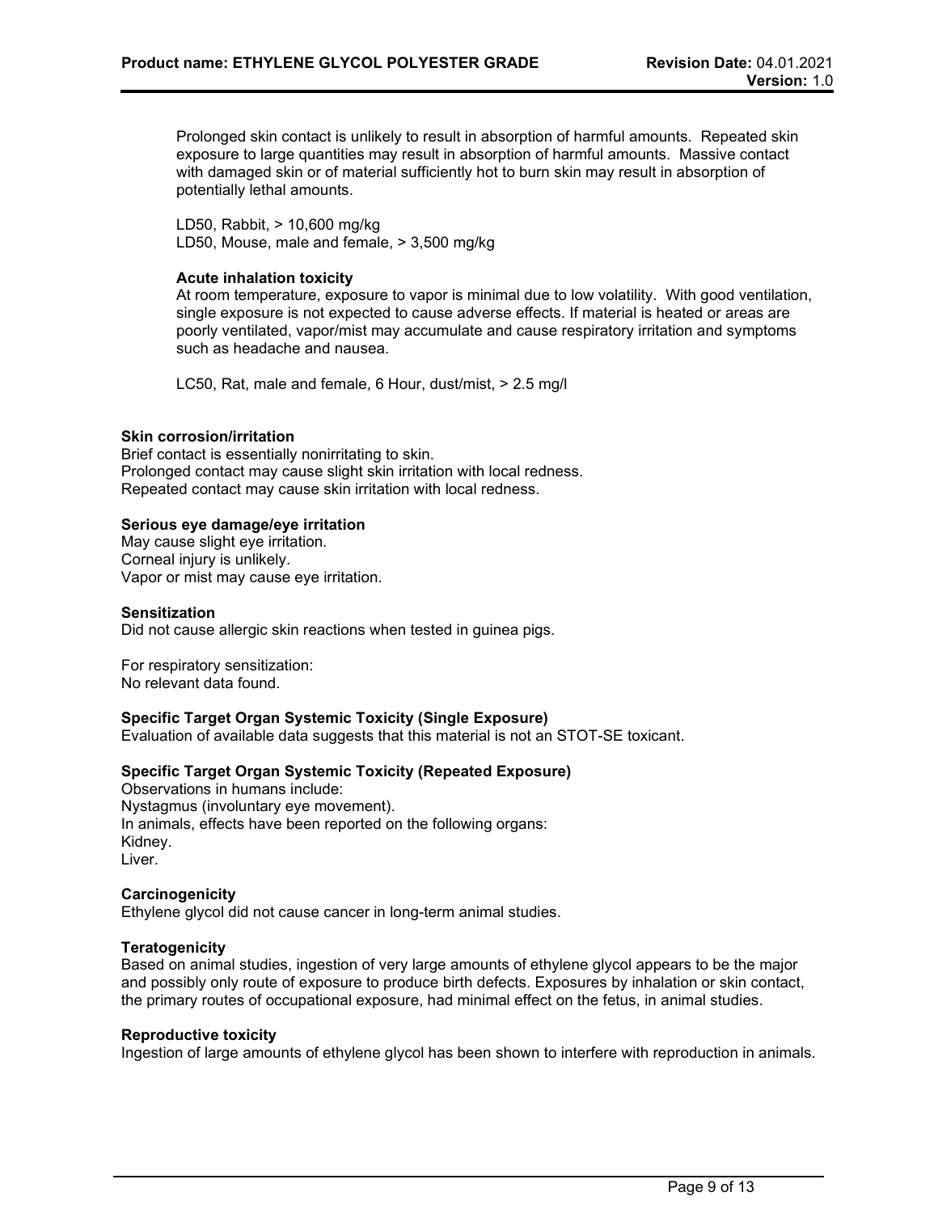Prolonged skin contact is unlikely to result in absorption of harmful amounts. Repeated skin exposure to large quantities may result in absorption of harmful amounts. Massive contact with damaged skin or of material sufficiently hot to burn skin may result in absorption of potentially lethal amounts.

LD50, Rabbit, > 10,600 mg/kg
LD50, Mouse, male and female, > 3,500 mg/kg

**Acute inhalation toxicity**
At room temperature, exposure to vapor is minimal due to low volatility. With good ventilation, single exposure is not expected to cause adverse effects. If material is heated or areas are poorly ventilated, vapor/mist may accumulate and cause respiratory irritation and symptoms such as headache and nausea.

LC50, Rat, male and female, 6 Hour, dust/mist, > 2.5 mg/l

**Skin corrosion/irritation**
Brief contact is essentially nonirritating to skin.
Prolonged contact may cause slight skin irritation with local redness.
Repeated contact may cause skin irritation with local redness.

**Serious eye damage/eye irritation**
May cause slight eye irritation.
Corneal injury is unlikely.
Vapor or mist may cause eye irritation.

**Sensitization**
Did not cause allergic skin reactions when tested in guinea pigs.

For respiratory sensitization:
No relevant data found.

**Specific Target Organ Systemic Toxicity (Single Exposure)**
Evaluation of available data suggests that this material is not an STOT-SE toxicant.

**Specific Target Organ Systemic Toxicity (Repeated Exposure)**
Observations in humans include:
Nystagmus (involuntary eye movement).
In animals, effects have been reported on the following organs:
Kidney.
Liver.

**Carcinogenicity**
Ethylene glycol did not cause cancer in long-term animal studies.

**Teratogenicity**
Based on animal studies, ingestion of very large amounts of ethylene glycol appears to be the major and possibly only route of exposure to produce birth defects. Exposures by inhalation or skin contact, the primary routes of occupational exposure, had minimal effect on the fetus, in animal studies.

**Reproductive toxicity**
Ingestion of large amounts of ethylene glycol has been shown to interfere with reproduction in animals.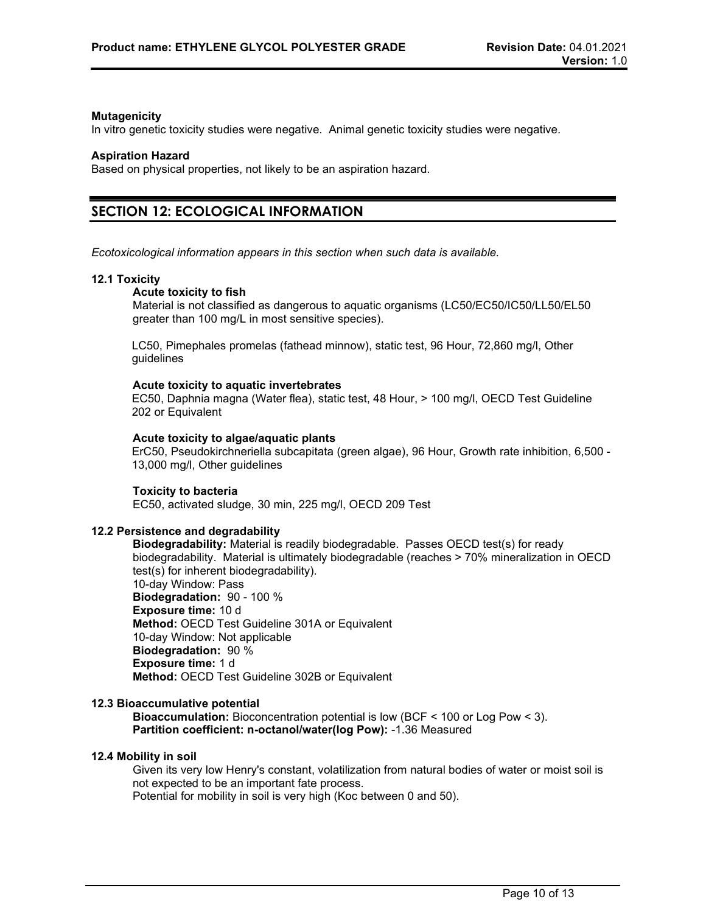**Mutagenicity**

In vitro genetic toxicity studies were negative. Animal genetic toxicity studies were negative.

**Aspiration Hazard**

Based on physical properties, not likely to be an aspiration hazard.

## SECTION 12: ECOLOGICAL INFORMATION

*Ecotoxicological information appears in this section when such data is available.*

### 12.1 Toxicity

**Acute toxicity to fish**

Material is not classified as dangerous to aquatic organisms (LC50/EC50/IC50/LL50/EL50 greater than 100 mg/L in most sensitive species).

LC50, Pimephales promelas (fathead minnow), static test, 96 Hour, 72,860 mg/l, Other guidelines

**Acute toxicity to aquatic invertebrates**

EC50, Daphnia magna (Water flea), static test, 48 Hour, > 100 mg/l, OECD Test Guideline 202 or Equivalent

**Acute toxicity to algae/aquatic plants**

ErC50, Pseudokirchneriella subcapitata (green algae), 96 Hour, Growth rate inhibition, 6,500 - 13,000 mg/l, Other guidelines

**Toxicity to bacteria**

EC50, activated sludge, 30 min, 225 mg/l, OECD 209 Test

### 12.2 Persistence and degradability

**Biodegradability:** Material is readily biodegradable. Passes OECD test(s) for ready biodegradability. Material is ultimately biodegradable (reaches > 70% mineralization in OECD test(s) for inherent biodegradability).
10-day Window: Pass
**Biodegradation:** 90 - 100 %
**Exposure time:** 10 d
**Method:** OECD Test Guideline 301A or Equivalent
10-day Window: Not applicable
**Biodegradation:** 90 %
**Exposure time:** 1 d
**Method:** OECD Test Guideline 302B or Equivalent

### 12.3 Bioaccumulative potential

**Bioaccumulation:** Bioconcentration potential is low (BCF < 100 or Log Pow < 3).
**Partition coefficient: n-octanol/water(log Pow):** -1.36 Measured

### 12.4 Mobility in soil

Given its very low Henry's constant, volatilization from natural bodies of water or moist soil is not expected to be an important fate process.
Potential for mobility in soil is very high (Koc between 0 and 50).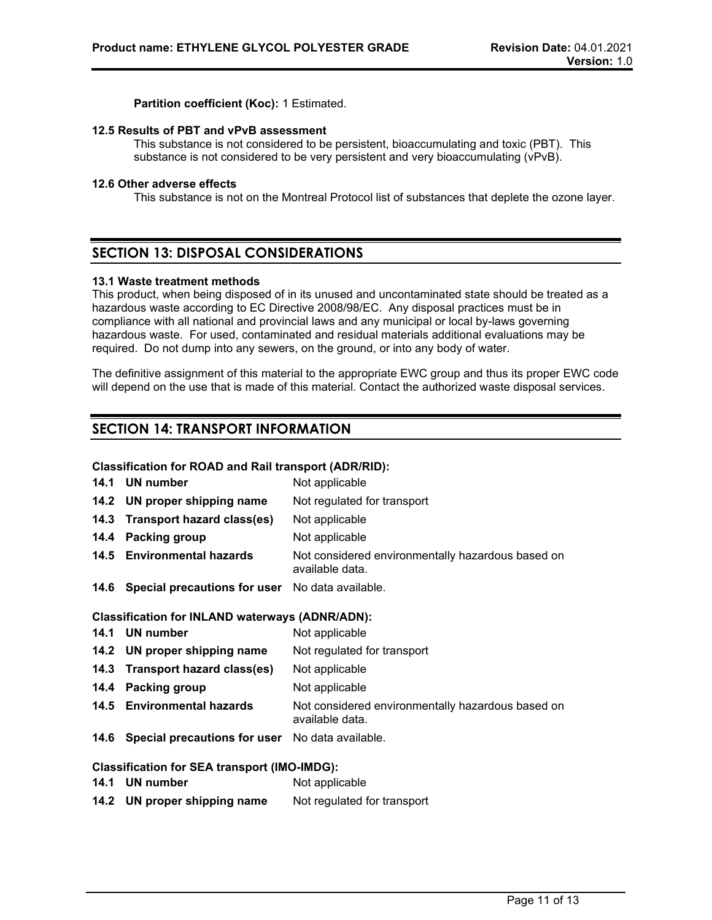**Partition coefficient (Koc):** 1 Estimated.

### 12.5 Results of PBT and vPvB assessment

This substance is not considered to be persistent, bioaccumulating and toxic (PBT). This substance is not considered to be very persistent and very bioaccumulating (vPvB).

### 12.6 Other adverse effects

This substance is not on the Montreal Protocol list of substances that deplete the ozone layer.

## SECTION 13: DISPOSAL CONSIDERATIONS

### 13.1 Waste treatment methods

This product, when being disposed of in its unused and uncontaminated state should be treated as a hazardous waste according to EC Directive 2008/98/EC. Any disposal practices must be in compliance with all national and provincial laws and any municipal or local by-laws governing hazardous waste. For used, contaminated and residual materials additional evaluations may be required. Do not dump into any sewers, on the ground, or into any body of water.

The definitive assignment of this material to the appropriate EWC group and thus its proper EWC code will depend on the use that is made of this material. Contact the authorized waste disposal services.

## SECTION 14: TRANSPORT INFORMATION

**Classification for ROAD and Rail transport (ADR/RID):**

| | | |
|---|---|---|
| **14.1** | **UN number** | Not applicable |
| **14.2** | **UN proper shipping name** | Not regulated for transport |
| **14.3** | **Transport hazard class(es)** | Not applicable |
| **14.4** | **Packing group** | Not applicable |
| **14.5** | **Environmental hazards** | Not considered environmentally hazardous based on available data. |
| **14.6** | **Special precautions for user** | No data available. |

**Classification for INLAND waterways (ADNR/ADN):**

| | | |
|---|---|---|
| **14.1** | **UN number** | Not applicable |
| **14.2** | **UN proper shipping name** | Not regulated for transport |
| **14.3** | **Transport hazard class(es)** | Not applicable |
| **14.4** | **Packing group** | Not applicable |
| **14.5** | **Environmental hazards** | Not considered environmentally hazardous based on available data. |
| **14.6** | **Special precautions for user** | No data available. |

**Classification for SEA transport (IMO-IMDG):**

| | | |
|---|---|---|
| **14.1** | **UN number** | Not applicable |
| **14.2** | **UN proper shipping name** | Not regulated for transport |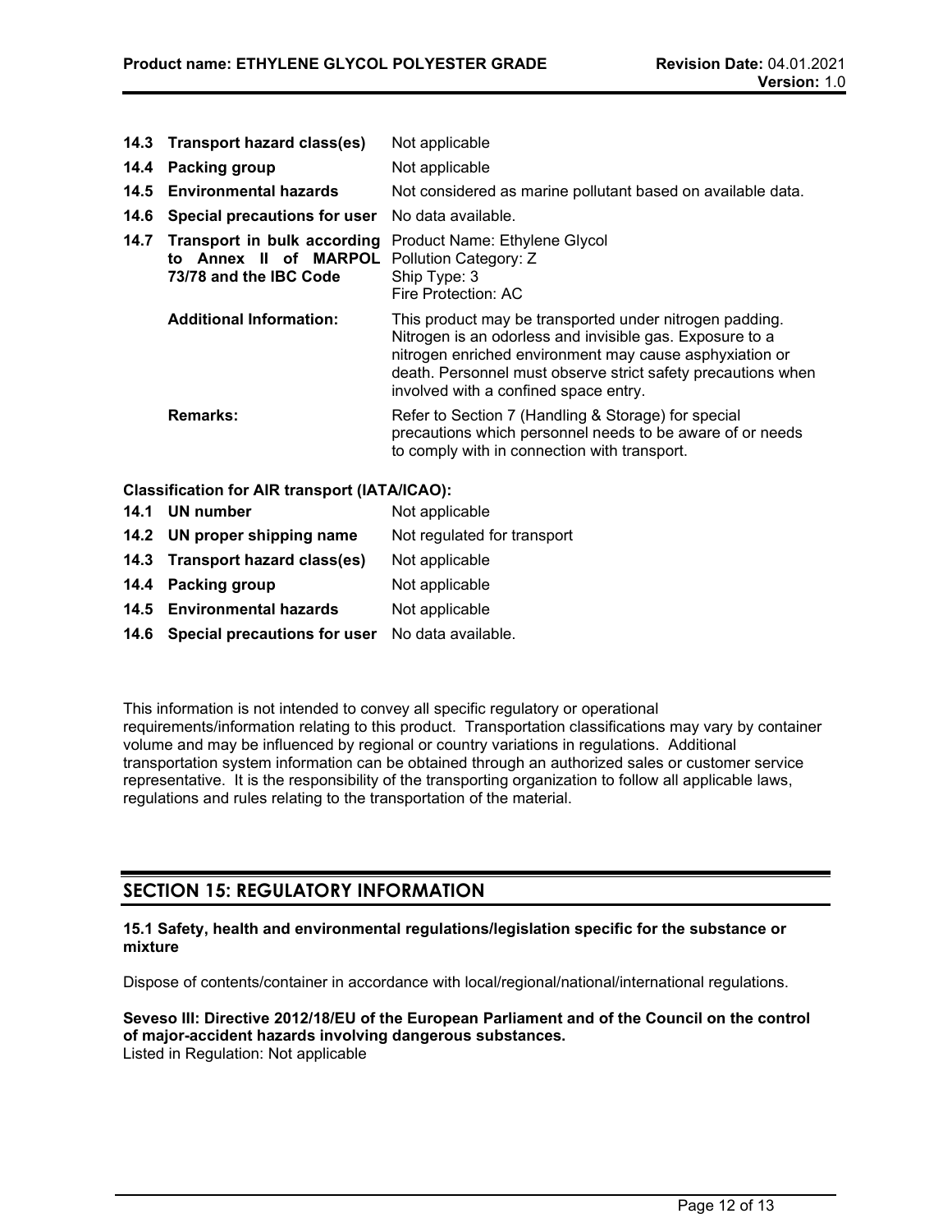| | | |
|---|---|---|
| **14.3** | **Transport hazard class(es)** | Not applicable |
| **14.4** | **Packing group** | Not applicable |
| **14.5** | **Environmental hazards** | Not considered as marine pollutant based on available data. |
| **14.6** | **Special precautions for user** | No data available. |
| **14.7** | **Transport in bulk according to Annex II of MARPOL 73/78 and the IBC Code** | Product Name: Ethylene Glycol<br>Pollution Category: Z<br>Ship Type: 3<br>Fire Protection: AC |
| | **Additional Information:** | This product may be transported under nitrogen padding. Nitrogen is an odorless and invisible gas. Exposure to a nitrogen enriched environment may cause asphyxiation or death. Personnel must observe strict safety precautions when involved with a confined space entry. |
| | **Remarks:** | Refer to Section 7 (Handling & Storage) for special precautions which personnel needs to be aware of or needs to comply with in connection with transport. |

**Classification for AIR transport (IATA/ICAO):**

| | | |
|---|---|---|
| **14.1** | **UN number** | Not applicable |
| **14.2** | **UN proper shipping name** | Not regulated for transport |
| **14.3** | **Transport hazard class(es)** | Not applicable |
| **14.4** | **Packing group** | Not applicable |
| **14.5** | **Environmental hazards** | Not applicable |
| **14.6** | **Special precautions for user** | No data available. |

This information is not intended to convey all specific regulatory or operational requirements/information relating to this product. Transportation classifications may vary by container volume and may be influenced by regional or country variations in regulations. Additional transportation system information can be obtained through an authorized sales or customer service representative. It is the responsibility of the transporting organization to follow all applicable laws, regulations and rules relating to the transportation of the material.

## SECTION 15: REGULATORY INFORMATION

**15.1 Safety, health and environmental regulations/legislation specific for the substance or mixture**

Dispose of contents/container in accordance with local/regional/national/international regulations.

**Seveso III: Directive 2012/18/EU of the European Parliament and of the Council on the control of major-accident hazards involving dangerous substances.**
Listed in Regulation: Not applicable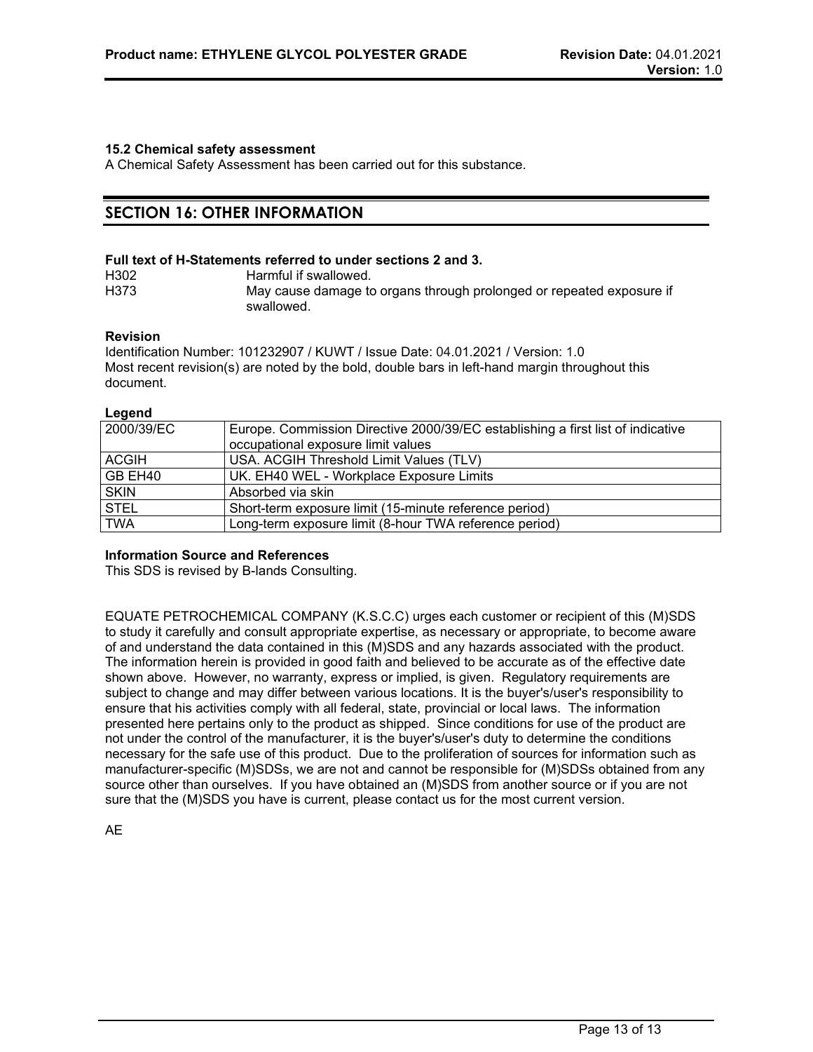### 15.2 Chemical safety assessment

A Chemical Safety Assessment has been carried out for this substance.

## SECTION 16: OTHER INFORMATION

**Full text of H-Statements referred to under sections 2 and 3.**

| | |
|---|---|
| H302 | Harmful if swallowed. |
| H373 | May cause damage to organs through prolonged or repeated exposure if swallowed. |

**Revision**

Identification Number: 101232907 / KUWT / Issue Date: 04.01.2021 / Version: 1.0
Most recent revision(s) are noted by the bold, double bars in left-hand margin throughout this document.

**Legend**

| | |
|---|---|
| 2000/39/EC | Europe. Commission Directive 2000/39/EC establishing a first list of indicative occupational exposure limit values |
| ACGIH | USA. ACGIH Threshold Limit Values (TLV) |
| GB EH40 | UK. EH40 WEL - Workplace Exposure Limits |
| SKIN | Absorbed via skin |
| STEL | Short-term exposure limit (15-minute reference period) |
| TWA | Long-term exposure limit (8-hour TWA reference period) |

**Information Source and References**

This SDS is revised by B-lands Consulting.

EQUATE PETROCHEMICAL COMPANY (K.S.C.C) urges each customer or recipient of this (M)SDS to study it carefully and consult appropriate expertise, as necessary or appropriate, to become aware of and understand the data contained in this (M)SDS and any hazards associated with the product. The information herein is provided in good faith and believed to be accurate as of the effective date shown above. However, no warranty, express or implied, is given. Regulatory requirements are subject to change and may differ between various locations. It is the buyer's/user's responsibility to ensure that his activities comply with all federal, state, provincial or local laws. The information presented here pertains only to the product as shipped. Since conditions for use of the product are not under the control of the manufacturer, it is the buyer's/user's duty to determine the conditions necessary for the safe use of this product. Due to the proliferation of sources for information such as manufacturer-specific (M)SDSs, we are not and cannot be responsible for (M)SDSs obtained from any source other than ourselves. If you have obtained an (M)SDS from another source or if you are not sure that the (M)SDS you have is current, please contact us for the most current version.

AE